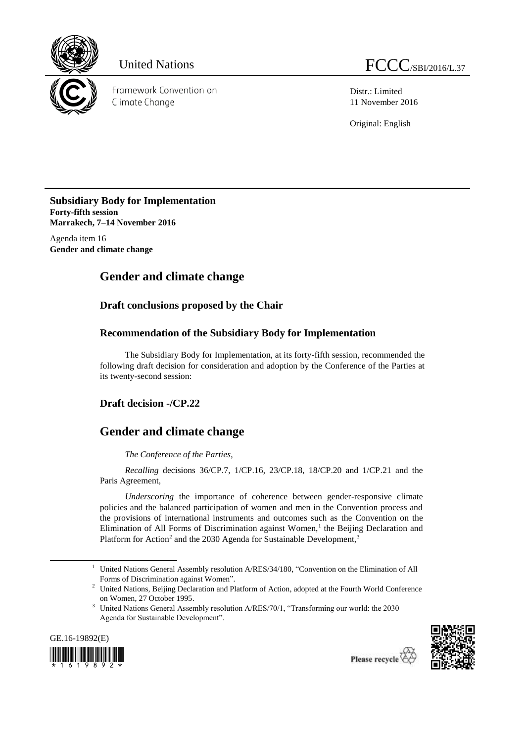United Nations

FCCC/SBI/2016/L.37

Framework Convention on Climate Change

Distr.: Limited
11 November 2016

Original: English

**Subsidiary Body for Implementation**
**Forty-fifth session**
**Marrakech, 7–14 November 2016**

Agenda item 16
**Gender and climate change**

# Gender and climate change

## Draft conclusions proposed by the Chair

## Recommendation of the Subsidiary Body for Implementation

The Subsidiary Body for Implementation, at its forty-fifth session, recommended the following draft decision for consideration and adoption by the Conference of the Parties at its twenty-second session:

## Draft decision -/CP.22

# Gender and climate change

*The Conference of the Parties*,

*Recalling* decisions 36/CP.7, 1/CP.16, 23/CP.18, 18/CP.20 and 1/CP.21 and the Paris Agreement,

*Underscoring* the importance of coherence between gender-responsive climate policies and the balanced participation of women and men in the Convention process and the provisions of international instruments and outcomes such as the Convention on the Elimination of All Forms of Discrimination against Women,[1] the Beijing Declaration and Platform for Action[2] and the 2030 Agenda for Sustainable Development,[3]

[1] United Nations General Assembly resolution A/RES/34/180, "Convention on the Elimination of All Forms of Discrimination against Women".

[2] United Nations, Beijing Declaration and Platform of Action, adopted at the Fourth World Conference on Women, 27 October 1995.

[3] United Nations General Assembly resolution A/RES/70/1, "Transforming our world: the 2030 Agenda for Sustainable Development".

GE.16-19892(E)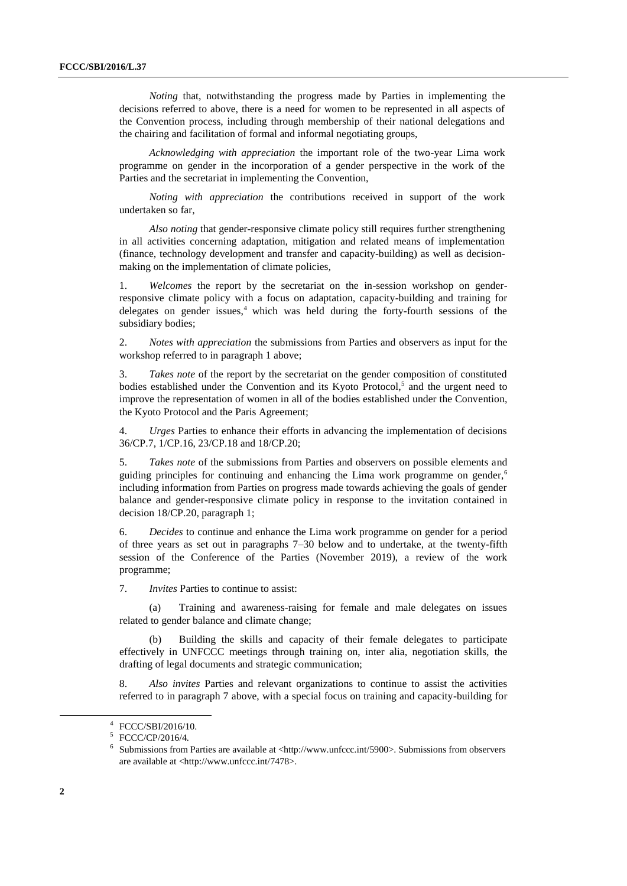*Noting* that, notwithstanding the progress made by Parties in implementing the decisions referred to above, there is a need for women to be represented in all aspects of the Convention process, including through membership of their national delegations and the chairing and facilitation of formal and informal negotiating groups,

*Acknowledging with appreciation* the important role of the two-year Lima work programme on gender in the incorporation of a gender perspective in the work of the Parties and the secretariat in implementing the Convention,

*Noting with appreciation* the contributions received in support of the work undertaken so far,

*Also noting* that gender-responsive climate policy still requires further strengthening in all activities concerning adaptation, mitigation and related means of implementation (finance, technology development and transfer and capacity-building) as well as decision-making on the implementation of climate policies,

1. *Welcomes* the report by the secretariat on the in-session workshop on gender-responsive climate policy with a focus on adaptation, capacity-building and training for delegates on gender issues,[4] which was held during the forty-fourth sessions of the subsidiary bodies;

2. *Notes with appreciation* the submissions from Parties and observers as input for the workshop referred to in paragraph 1 above;

3. *Takes note* of the report by the secretariat on the gender composition of constituted bodies established under the Convention and its Kyoto Protocol,[5] and the urgent need to improve the representation of women in all of the bodies established under the Convention, the Kyoto Protocol and the Paris Agreement;

4. *Urges* Parties to enhance their efforts in advancing the implementation of decisions 36/CP.7, 1/CP.16, 23/CP.18 and 18/CP.20;

5. *Takes note* of the submissions from Parties and observers on possible elements and guiding principles for continuing and enhancing the Lima work programme on gender,[6] including information from Parties on progress made towards achieving the goals of gender balance and gender-responsive climate policy in response to the invitation contained in decision 18/CP.20, paragraph 1;

6. *Decides* to continue and enhance the Lima work programme on gender for a period of three years as set out in paragraphs 7–30 below and to undertake, at the twenty-fifth session of the Conference of the Parties (November 2019), a review of the work programme;

7. *Invites* Parties to continue to assist:

(a) Training and awareness-raising for female and male delegates on issues related to gender balance and climate change;

(b) Building the skills and capacity of their female delegates to participate effectively in UNFCCC meetings through training on, inter alia, negotiation skills, the drafting of legal documents and strategic communication;

8. *Also invites* Parties and relevant organizations to continue to assist the activities referred to in paragraph 7 above, with a special focus on training and capacity-building for

---

[4] FCCC/SBI/2016/10.

[5] FCCC/CP/2016/4.

[6] Submissions from Parties are available at <http://www.unfccc.int/5900>. Submissions from observers are available at <http://www.unfccc.int/7478>.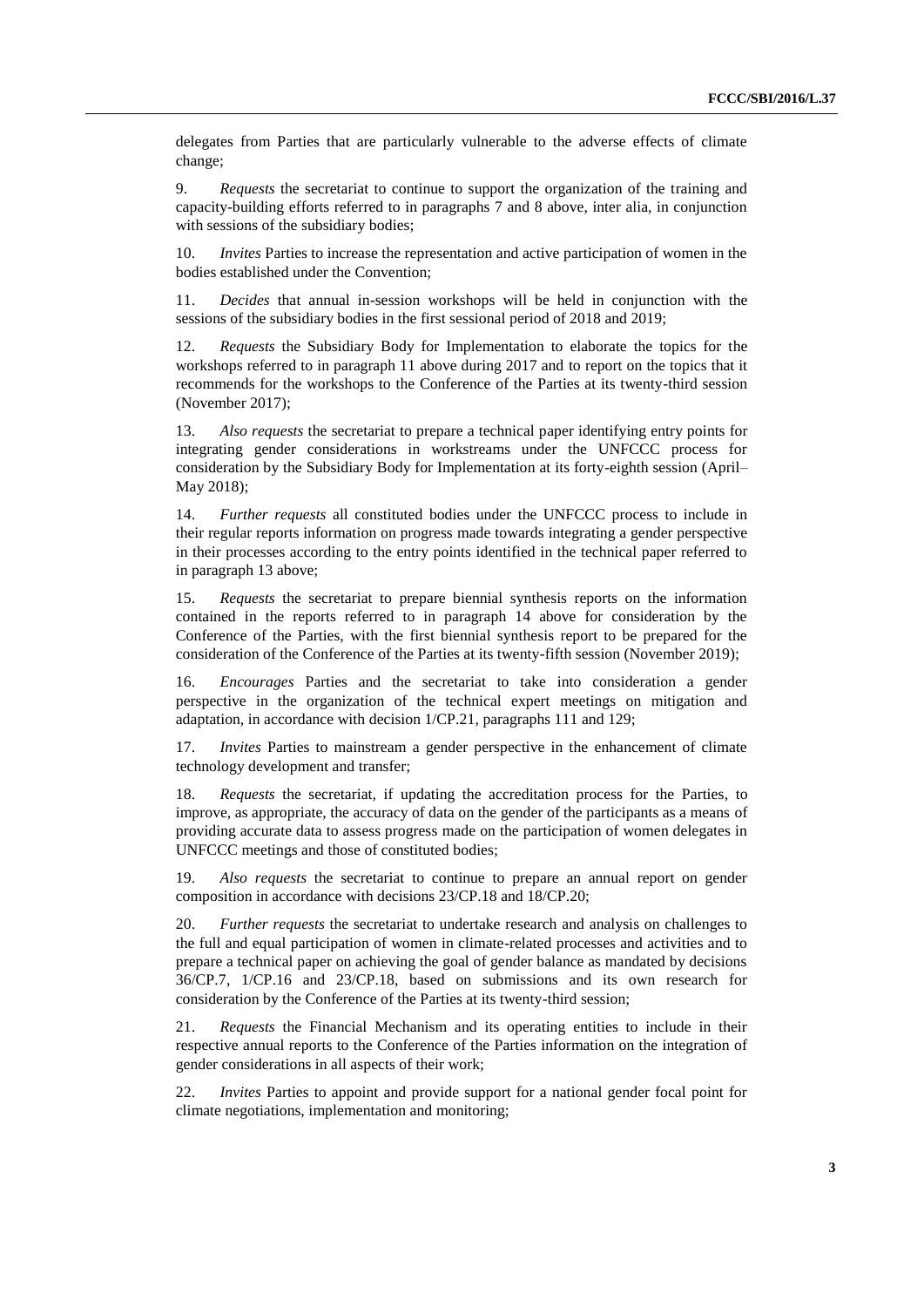delegates from Parties that are particularly vulnerable to the adverse effects of climate change;

9. *Requests* the secretariat to continue to support the organization of the training and capacity-building efforts referred to in paragraphs 7 and 8 above, inter alia, in conjunction with sessions of the subsidiary bodies;

10. *Invites* Parties to increase the representation and active participation of women in the bodies established under the Convention;

11. *Decides* that annual in-session workshops will be held in conjunction with the sessions of the subsidiary bodies in the first sessional period of 2018 and 2019;

12. *Requests* the Subsidiary Body for Implementation to elaborate the topics for the workshops referred to in paragraph 11 above during 2017 and to report on the topics that it recommends for the workshops to the Conference of the Parties at its twenty-third session (November 2017);

13. *Also requests* the secretariat to prepare a technical paper identifying entry points for integrating gender considerations in workstreams under the UNFCCC process for consideration by the Subsidiary Body for Implementation at its forty-eighth session (April–May 2018);

14. *Further requests* all constituted bodies under the UNFCCC process to include in their regular reports information on progress made towards integrating a gender perspective in their processes according to the entry points identified in the technical paper referred to in paragraph 13 above;

15. *Requests* the secretariat to prepare biennial synthesis reports on the information contained in the reports referred to in paragraph 14 above for consideration by the Conference of the Parties, with the first biennial synthesis report to be prepared for the consideration of the Conference of the Parties at its twenty-fifth session (November 2019);

16. *Encourages* Parties and the secretariat to take into consideration a gender perspective in the organization of the technical expert meetings on mitigation and adaptation, in accordance with decision 1/CP.21, paragraphs 111 and 129;

17. *Invites* Parties to mainstream a gender perspective in the enhancement of climate technology development and transfer;

18. *Requests* the secretariat, if updating the accreditation process for the Parties, to improve, as appropriate, the accuracy of data on the gender of the participants as a means of providing accurate data to assess progress made on the participation of women delegates in UNFCCC meetings and those of constituted bodies;

19. *Also requests* the secretariat to continue to prepare an annual report on gender composition in accordance with decisions 23/CP.18 and 18/CP.20;

20. *Further requests* the secretariat to undertake research and analysis on challenges to the full and equal participation of women in climate-related processes and activities and to prepare a technical paper on achieving the goal of gender balance as mandated by decisions 36/CP.7, 1/CP.16 and 23/CP.18, based on submissions and its own research for consideration by the Conference of the Parties at its twenty-third session;

21. *Requests* the Financial Mechanism and its operating entities to include in their respective annual reports to the Conference of the Parties information on the integration of gender considerations in all aspects of their work;

22. *Invites* Parties to appoint and provide support for a national gender focal point for climate negotiations, implementation and monitoring;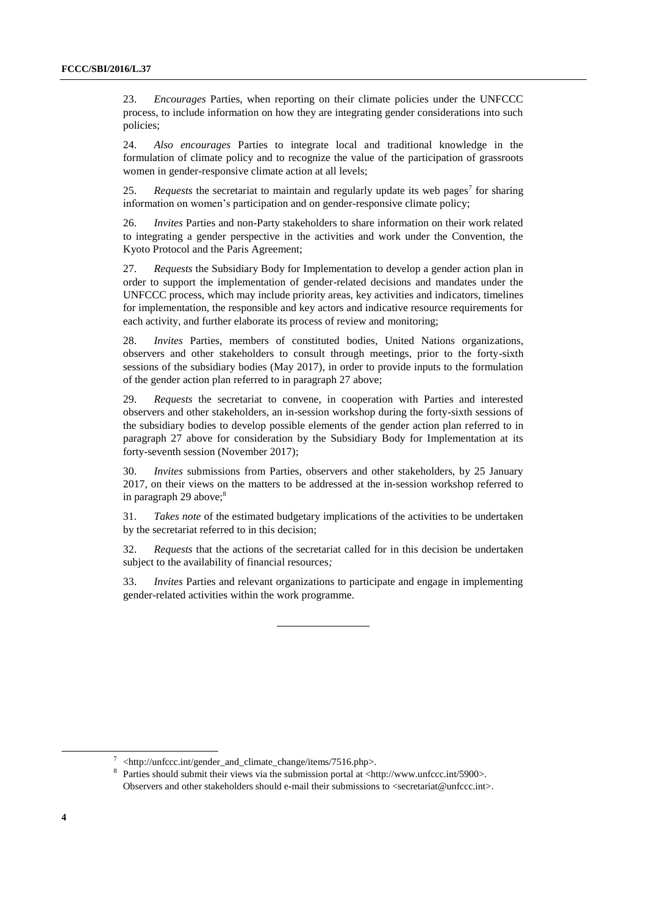23. *Encourages* Parties, when reporting on their climate policies under the UNFCCC process, to include information on how they are integrating gender considerations into such policies;

24. *Also encourages* Parties to integrate local and traditional knowledge in the formulation of climate policy and to recognize the value of the participation of grassroots women in gender-responsive climate action at all levels;

25. *Requests* the secretariat to maintain and regularly update its web pages[7] for sharing information on women's participation and on gender-responsive climate policy;

26. *Invites* Parties and non-Party stakeholders to share information on their work related to integrating a gender perspective in the activities and work under the Convention, the Kyoto Protocol and the Paris Agreement;

27. *Requests* the Subsidiary Body for Implementation to develop a gender action plan in order to support the implementation of gender-related decisions and mandates under the UNFCCC process, which may include priority areas, key activities and indicators, timelines for implementation, the responsible and key actors and indicative resource requirements for each activity, and further elaborate its process of review and monitoring;

28. *Invites* Parties, members of constituted bodies, United Nations organizations, observers and other stakeholders to consult through meetings, prior to the forty-sixth sessions of the subsidiary bodies (May 2017), in order to provide inputs to the formulation of the gender action plan referred to in paragraph 27 above;

29. *Requests* the secretariat to convene, in cooperation with Parties and interested observers and other stakeholders, an in-session workshop during the forty-sixth sessions of the subsidiary bodies to develop possible elements of the gender action plan referred to in paragraph 27 above for consideration by the Subsidiary Body for Implementation at its forty-seventh session (November 2017);

30. *Invites* submissions from Parties, observers and other stakeholders, by 25 January 2017, on their views on the matters to be addressed at the in-session workshop referred to in paragraph 29 above;[8]

31. *Takes note* of the estimated budgetary implications of the activities to be undertaken by the secretariat referred to in this decision;

32. *Requests* that the actions of the secretariat called for in this decision be undertaken subject to the availability of financial resources*;*

33. *Invites* Parties and relevant organizations to participate and engage in implementing gender-related activities within the work programme.

---

[7] <http://unfccc.int/gender_and_climate_change/items/7516.php>.

[8] Parties should submit their views via the submission portal at <http://www.unfccc.int/5900>. Observers and other stakeholders should e-mail their submissions to <secretariat@unfccc.int>.